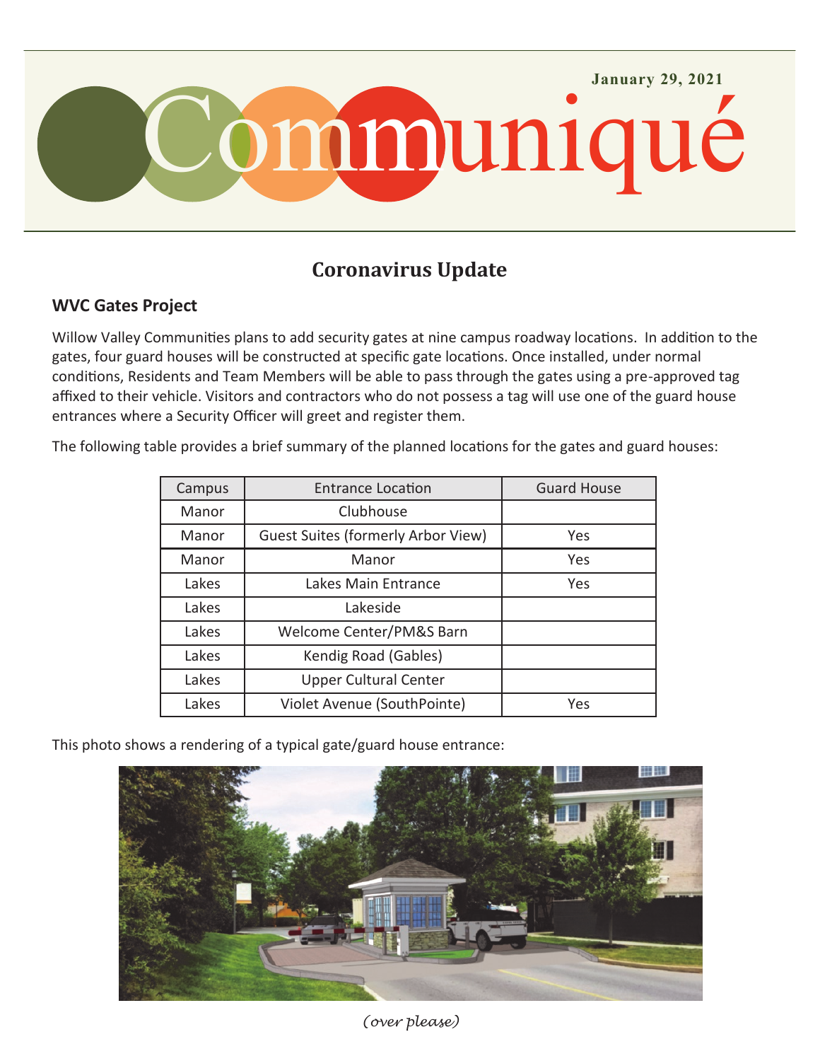January 29, 2021

# Communiqué

## Coronavirus Update

### WVC Gates Project

Willow Valley Communities plans to add security gates at nine campus roadway locations.  In addition to the gates, four guard houses will be constructed at specific gate locations. Once installed, under normal conditions, Residents and Team Members will be able to pass through the gates using a pre-approved tag affixed to their vehicle. Visitors and contractors who do not possess a tag will use one of the guard house entrances where a Security Officer will greet and register them.

The following table provides a brief summary of the planned locations for the gates and guard houses:

| Campus | Entrance Location | Guard House |
|---|---|---|
| Manor | Clubhouse | |
| Manor | Guest Suites (formerly Arbor View) | Yes |
| Manor | Manor | Yes |
| Lakes | Lakes Main Entrance | Yes |
| Lakes | Lakeside | |
| Lakes | Welcome Center/PM&S Barn | |
| Lakes | Kendig Road (Gables) | |
| Lakes | Upper Cultural Center | |
| Lakes | Violet Avenue (SouthPointe) | Yes |

This photo shows a rendering of a typical gate/guard house entrance:

*(over please)*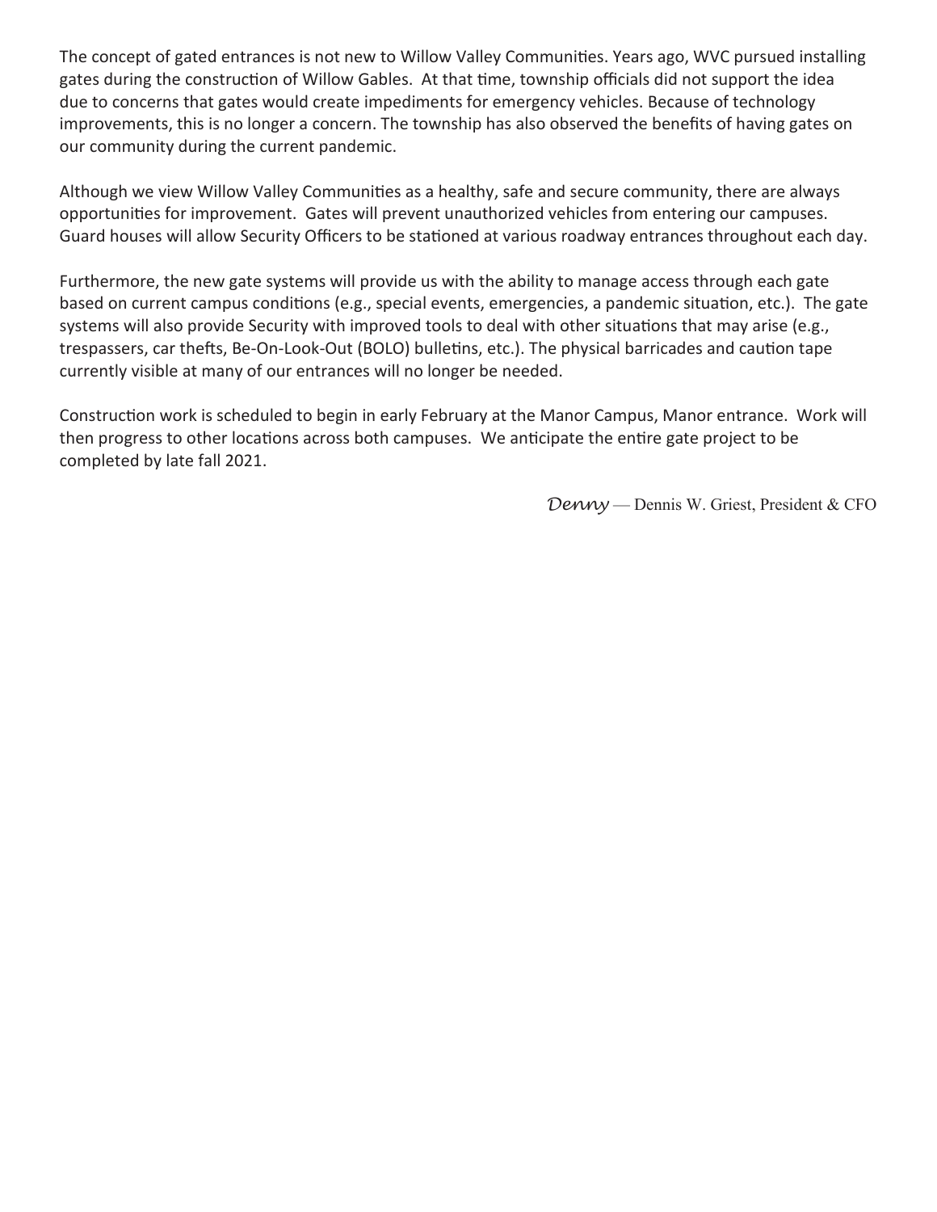The concept of gated entrances is not new to Willow Valley Communities. Years ago, WVC pursued installing gates during the construction of Willow Gables. At that time, township officials did not support the idea due to concerns that gates would create impediments for emergency vehicles. Because of technology improvements, this is no longer a concern. The township has also observed the benefits of having gates on our community during the current pandemic.

Although we view Willow Valley Communities as a healthy, safe and secure community, there are always opportunities for improvement. Gates will prevent unauthorized vehicles from entering our campuses. Guard houses will allow Security Officers to be stationed at various roadway entrances throughout each day.

Furthermore, the new gate systems will provide us with the ability to manage access through each gate based on current campus conditions (e.g., special events, emergencies, a pandemic situation, etc.). The gate systems will also provide Security with improved tools to deal with other situations that may arise (e.g., trespassers, car thefts, Be-On-Look-Out (BOLO) bulletins, etc.). The physical barricades and caution tape currently visible at many of our entrances will no longer be needed.

Construction work is scheduled to begin in early February at the Manor Campus, Manor entrance. Work will then progress to other locations across both campuses. We anticipate the entire gate project to be completed by late fall 2021.

*Denny* — Dennis W. Griest, President & CFO